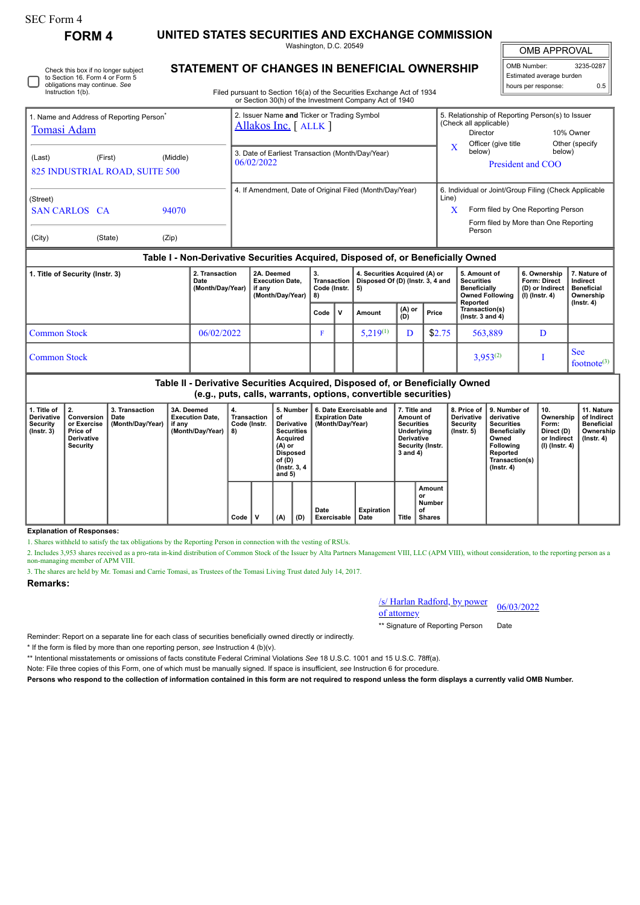SEC Form 4

**FORM 4**

# UNITED STATES SECURITIES AND EXCHANGE COMMISSION

Washington, D.C. 20549

## STATEMENT OF CHANGES IN BENEFICIAL OWNERSHIP

Filed pursuant to Section 16(a) of the Securities Exchange Act of 1934 or Section 30(h) of the Investment Company Act of 1940

| OMB APPROVAL | |
|---|---|
| OMB Number: | 3235-0287 |
| Estimated average burden | |
| hours per response: | 0.5 |

☐ Check this box if no longer subject to Section 16. Form 4 or Form 5 obligations may continue. *See* Instruction 1(b).

1. Name and Address of Reporting Person*
Tomasi Adam

(Last) (First) (Middle)
825 INDUSTRIAL ROAD, SUITE 500

(Street)
SAN CARLOS CA 94070

(City) (State) (Zip)

2. Issuer Name **and** Ticker or Trading Symbol
Allakos Inc. [ ALLK ]

3. Date of Earliest Transaction (Month/Day/Year)
06/02/2022

4. If Amendment, Date of Original Filed (Month/Day/Year)

5. Relationship of Reporting Person(s) to Issuer (Check all applicable)
Director
10% Owner
X Officer (give title below)
Other (specify below)
President and COO

6. Individual or Joint/Group Filing (Check Applicable Line)
X Form filed by One Reporting Person
Form filed by More than One Reporting Person

### Table I - Non-Derivative Securities Acquired, Disposed of, or Beneficially Owned

| 1. Title of Security (Instr. 3) | 2. Transaction Date (Month/Day/Year) | 2A. Deemed Execution Date, if any (Month/Day/Year) | 3. Transaction Code (Instr. 8) | | 4. Securities Acquired (A) or Disposed Of (D) (Instr. 3, 4 and 5) | | | 5. Amount of Securities Beneficially Owned Following Reported Transaction(s) (Instr. 3 and 4) | 6. Ownership Form: Direct (D) or Indirect (I) (Instr. 4) | 7. Nature of Indirect Beneficial Ownership (Instr. 4) |
|---|---|---|---|---|---|---|---|---|---|---|
| | | | Code | V | Amount | (A) or (D) | Price | | | |
| Common Stock | 06/02/2022 | | F | | 5,219[(1)] | D | $2.75 | 563,889 | D | |
| Common Stock | | | | | | | | 3,953[(2)] | I | See footnote[(3)] |

### Table II - Derivative Securities Acquired, Disposed of, or Beneficially Owned (e.g., puts, calls, warrants, options, convertible securities)

| 1. Title of Derivative Security (Instr. 3) | 2. Conversion or Exercise Price of Derivative Security | 3. Transaction Date (Month/Day/Year) | 3A. Deemed Execution Date, if any (Month/Day/Year) | 4. Transaction Code (Instr. 8) | | 5. Number of Derivative Securities Acquired (A) or Disposed of (D) (Instr. 3, 4 and 5) | | 6. Date Exercisable and Expiration Date (Month/Day/Year) | | 7. Title and Amount of Securities Underlying Derivative Security (Instr. 3 and 4) | | 8. Price of Derivative Security (Instr. 5) | 9. Number of derivative Securities Beneficially Owned Following Reported Transaction(s) (Instr. 4) | 10. Ownership Form: Direct (D) or Indirect (I) (Instr. 4) | 11. Nature of Indirect Beneficial Ownership (Instr. 4) |
|---|---|---|---|---|---|---|---|---|---|---|---|---|---|---|---|
| | | | | Code | V | (A) | (D) | Date Exercisable | Expiration Date | Title | Amount or Number of Shares | | | | |

**Explanation of Responses:**

1. Shares withheld to satisfy the tax obligations by the Reporting Person in connection with the vesting of RSUs.

2. Includes 3,953 shares received as a pro-rata in-kind distribution of Common Stock of the Issuer by Alta Partners Management VIII, LLC (APM VIII), without consideration, to the reporting person as a non-managing member of APM VIII.

3. The shares are held by Mr. Tomasi and Carrie Tomasi, as Trustees of the Tomasi Living Trust dated July 14, 2017.

**Remarks:**

/s/ Harlan Radford, by power of attorney 06/03/2022

** Signature of Reporting Person Date

Reminder: Report on a separate line for each class of securities beneficially owned directly or indirectly.

* If the form is filed by more than one reporting person, *see* Instruction 4 (b)(v).

** Intentional misstatements or omissions of facts constitute Federal Criminal Violations *See* 18 U.S.C. 1001 and 15 U.S.C. 78ff(a).

Note: File three copies of this Form, one of which must be manually signed. If space is insufficient, *see* Instruction 6 for procedure.

**Persons who respond to the collection of information contained in this form are not required to respond unless the form displays a currently valid OMB Number.**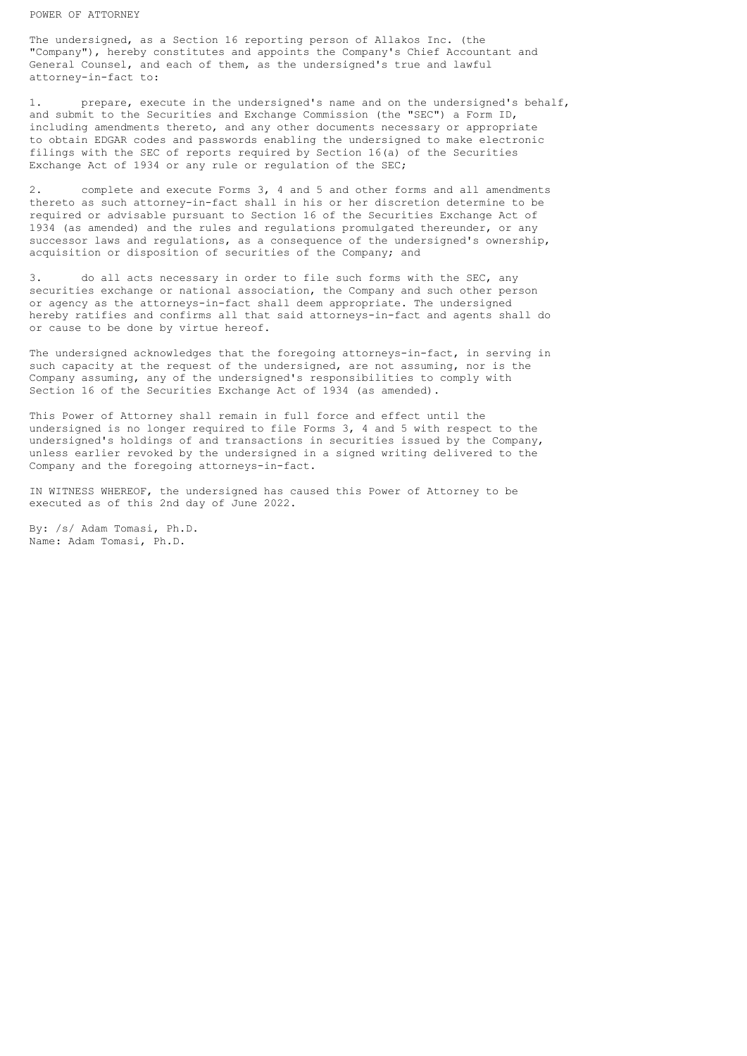# POWER OF ATTORNEY

The undersigned, as a Section 16 reporting person of Allakos Inc. (the "Company"), hereby constitutes and appoints the Company's Chief Accountant and General Counsel, and each of them, as the undersigned's true and lawful attorney-in-fact to:

1. prepare, execute in the undersigned's name and on the undersigned's behalf, and submit to the Securities and Exchange Commission (the "SEC") a Form ID, including amendments thereto, and any other documents necessary or appropriate to obtain EDGAR codes and passwords enabling the undersigned to make electronic filings with the SEC of reports required by Section 16(a) of the Securities Exchange Act of 1934 or any rule or regulation of the SEC;

2. complete and execute Forms 3, 4 and 5 and other forms and all amendments thereto as such attorney-in-fact shall in his or her discretion determine to be required or advisable pursuant to Section 16 of the Securities Exchange Act of 1934 (as amended) and the rules and regulations promulgated thereunder, or any successor laws and regulations, as a consequence of the undersigned's ownership, acquisition or disposition of securities of the Company; and

3. do all acts necessary in order to file such forms with the SEC, any securities exchange or national association, the Company and such other person or agency as the attorneys-in-fact shall deem appropriate. The undersigned hereby ratifies and confirms all that said attorneys-in-fact and agents shall do or cause to be done by virtue hereof.

The undersigned acknowledges that the foregoing attorneys-in-fact, in serving in such capacity at the request of the undersigned, are not assuming, nor is the Company assuming, any of the undersigned's responsibilities to comply with Section 16 of the Securities Exchange Act of 1934 (as amended).

This Power of Attorney shall remain in full force and effect until the undersigned is no longer required to file Forms 3, 4 and 5 with respect to the undersigned's holdings of and transactions in securities issued by the Company, unless earlier revoked by the undersigned in a signed writing delivered to the Company and the foregoing attorneys-in-fact.

IN WITNESS WHEREOF, the undersigned has caused this Power of Attorney to be executed as of this 2nd day of June 2022.

By: /s/ Adam Tomasi, Ph.D.
Name: Adam Tomasi, Ph.D.